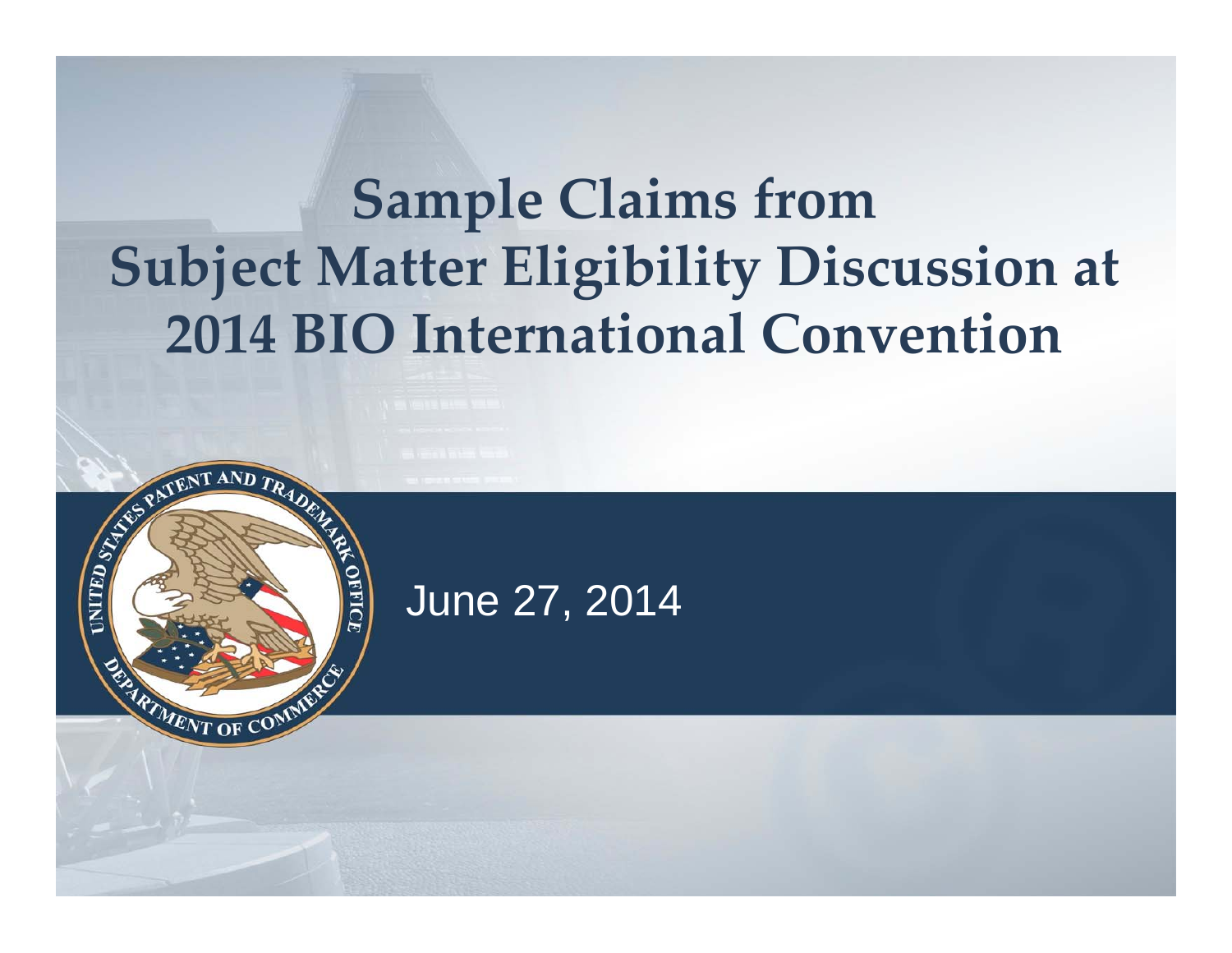# Sample Claims from Subject Matter Eligibility Discussion at 2014 BIO International Convention

June 27, 2014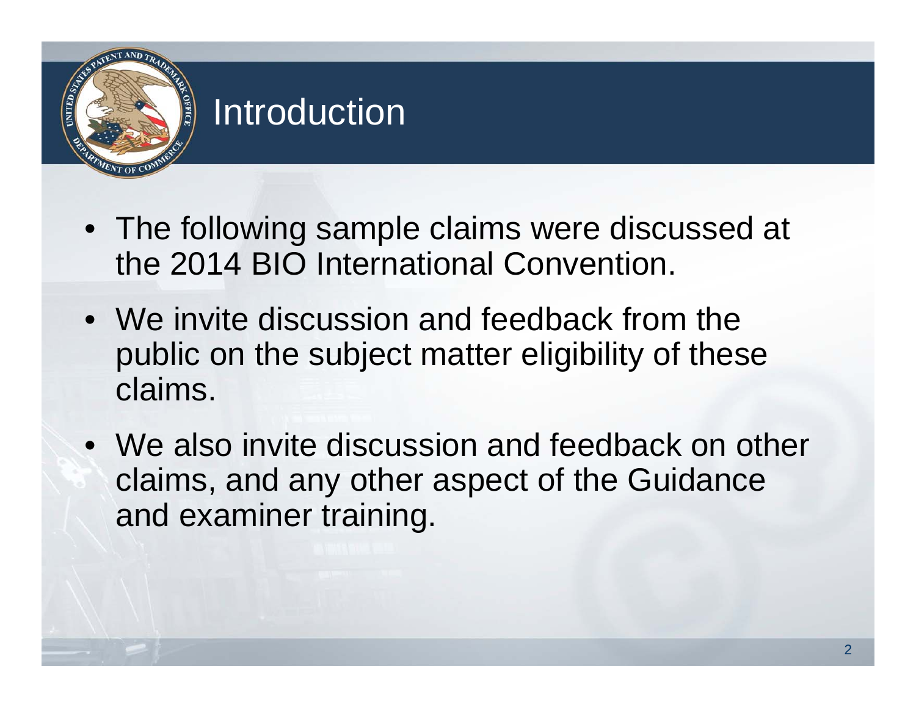# Introduction

- The following sample claims were discussed at the 2014 BIO International Convention.
- We invite discussion and feedback from the public on the subject matter eligibility of these claims.
- We also invite discussion and feedback on other claims, and any other aspect of the Guidance and examiner training.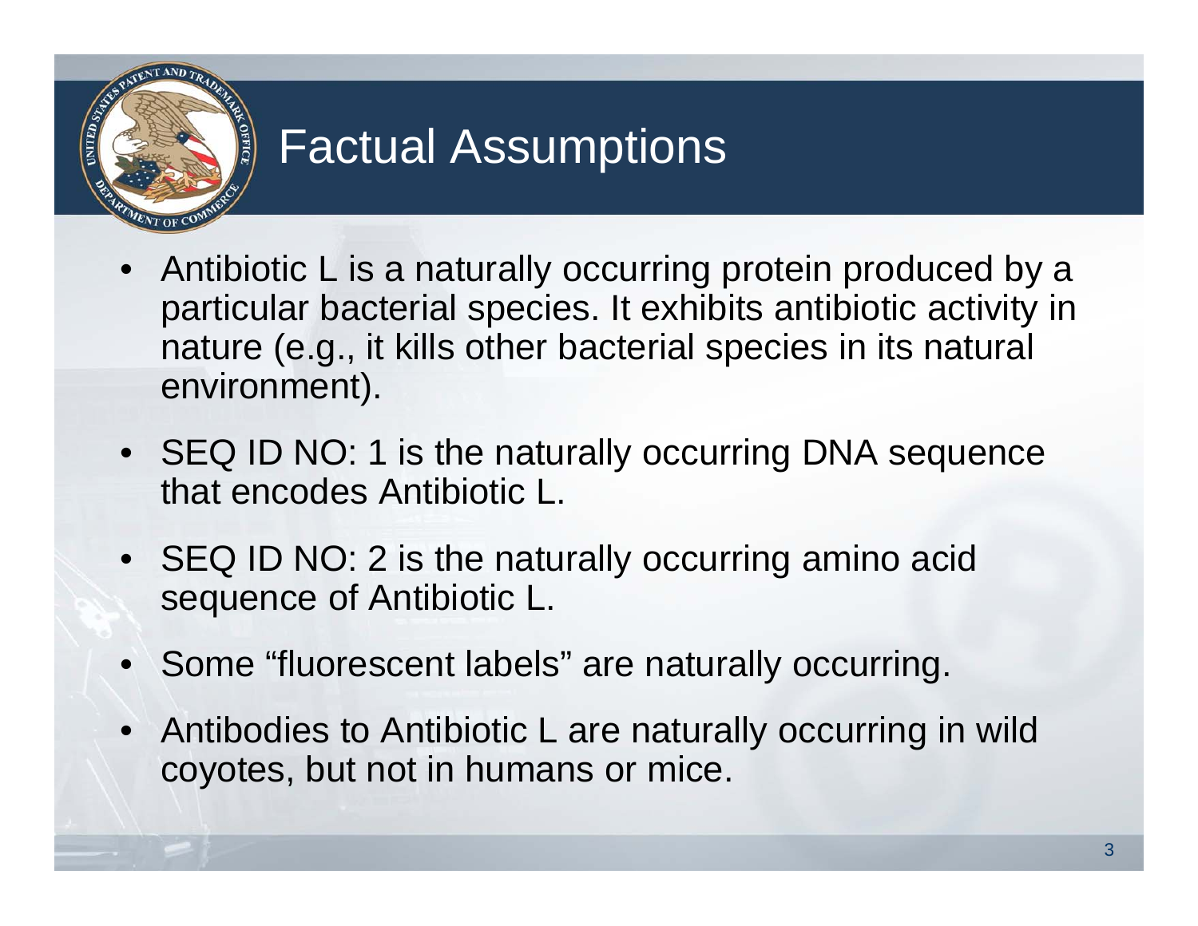# Factual Assumptions

- Antibiotic L is a naturally occurring protein produced by a particular bacterial species. It exhibits antibiotic activity in nature (e.g., it kills other bacterial species in its natural environment).
- SEQ ID NO: 1 is the naturally occurring DNA sequence that encodes Antibiotic L.
- SEQ ID NO: 2 is the naturally occurring amino acid sequence of Antibiotic L.
- Some "fluorescent labels" are naturally occurring.
- Antibodies to Antibiotic L are naturally occurring in wild coyotes, but not in humans or mice.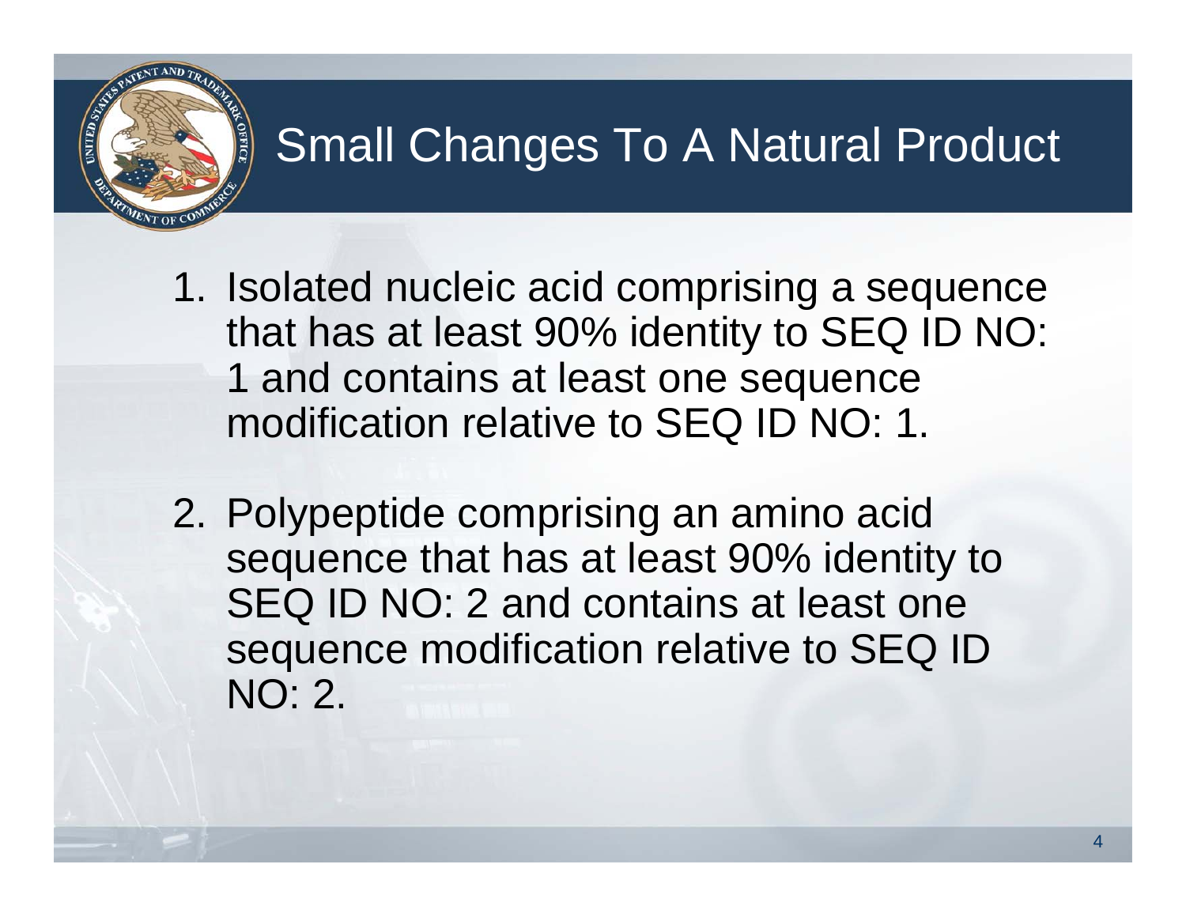# Small Changes To A Natural Product

1. Isolated nucleic acid comprising a sequence that has at least 90% identity to SEQ ID NO: 1 and contains at least one sequence modification relative to SEQ ID NO: 1.

2. Polypeptide comprising an amino acid sequence that has at least 90% identity to SEQ ID NO: 2 and contains at least one sequence modification relative to SEQ ID NO: 2.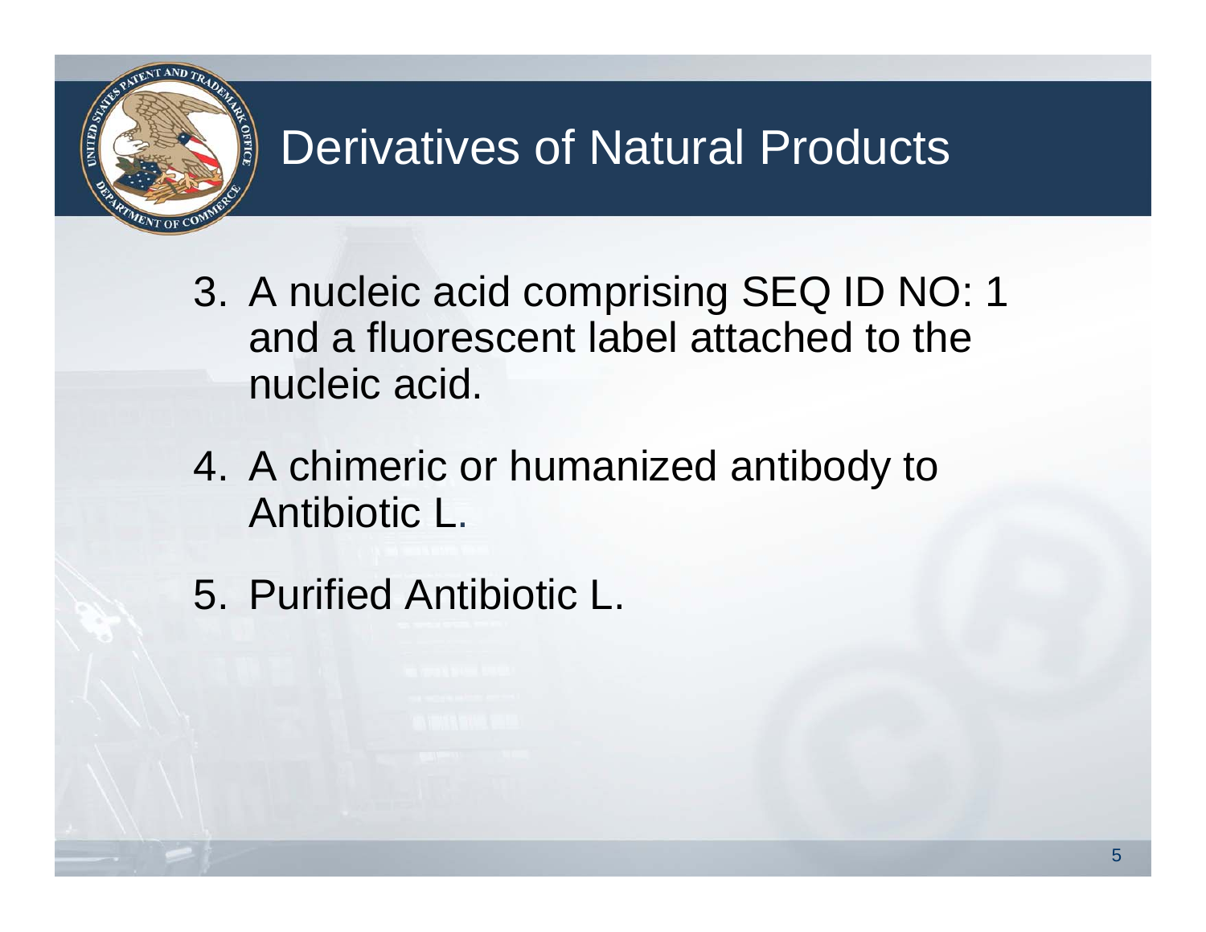# Derivatives of Natural Products

3. A nucleic acid comprising SEQ ID NO: 1 and a fluorescent label attached to the nucleic acid.
4. A chimeric or humanized antibody to Antibiotic L.
5. Purified Antibiotic L.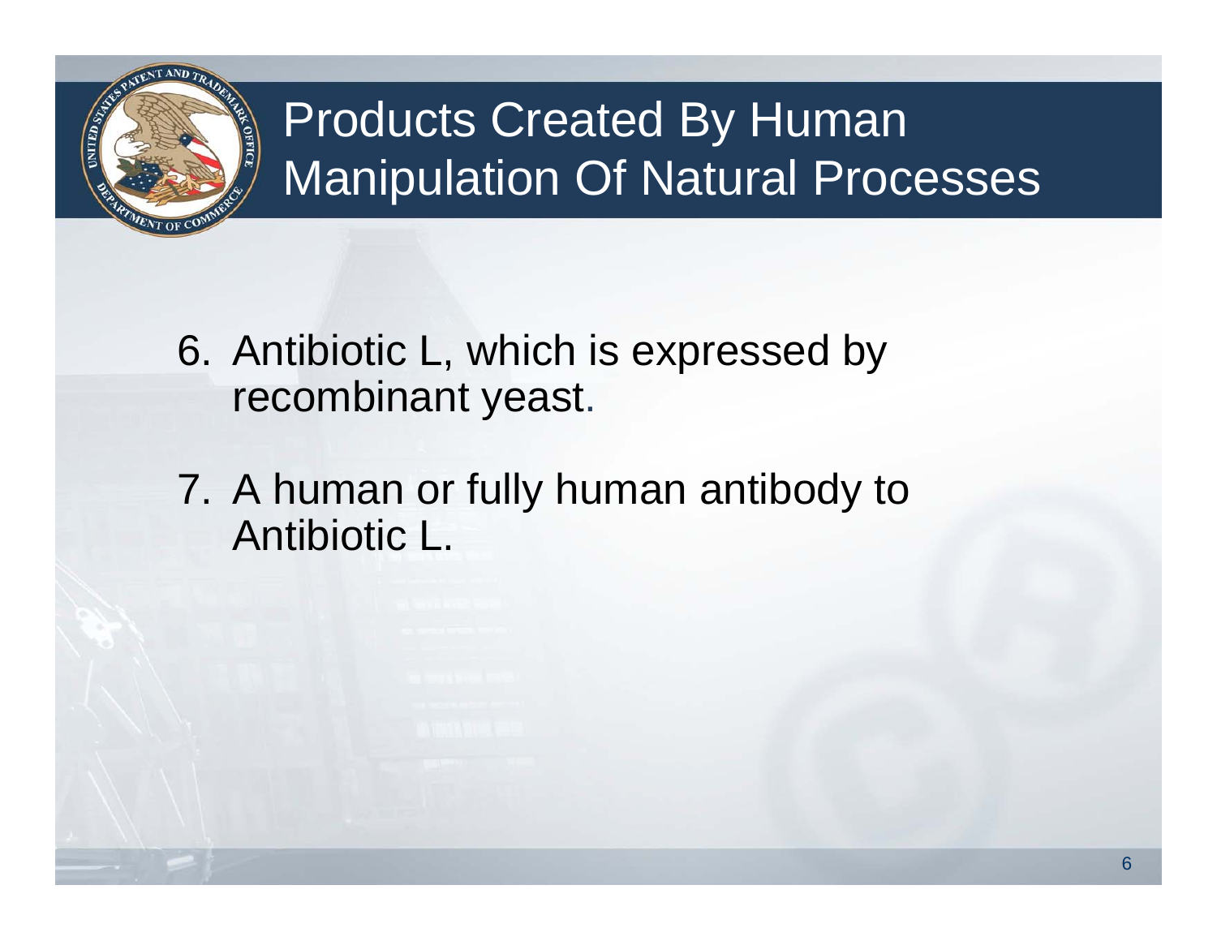# Products Created By Human Manipulation Of Natural Processes

6. Antibiotic L, which is expressed by recombinant yeast.

7. A human or fully human antibody to Antibiotic L.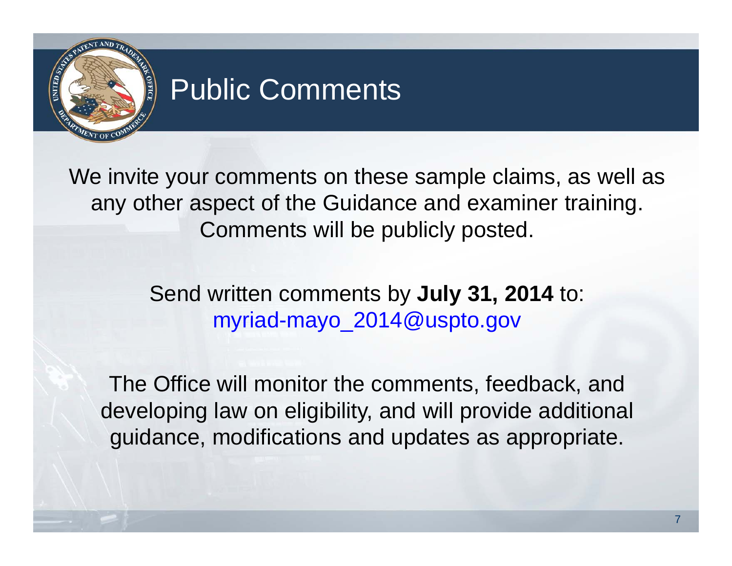# Public Comments

We invite your comments on these sample claims, as well as any other aspect of the Guidance and examiner training. Comments will be publicly posted.

Send written comments by **July 31, 2014** to:
myriad-mayo_2014@uspto.gov

The Office will monitor the comments, feedback, and developing law on eligibility, and will provide additional guidance, modifications and updates as appropriate.